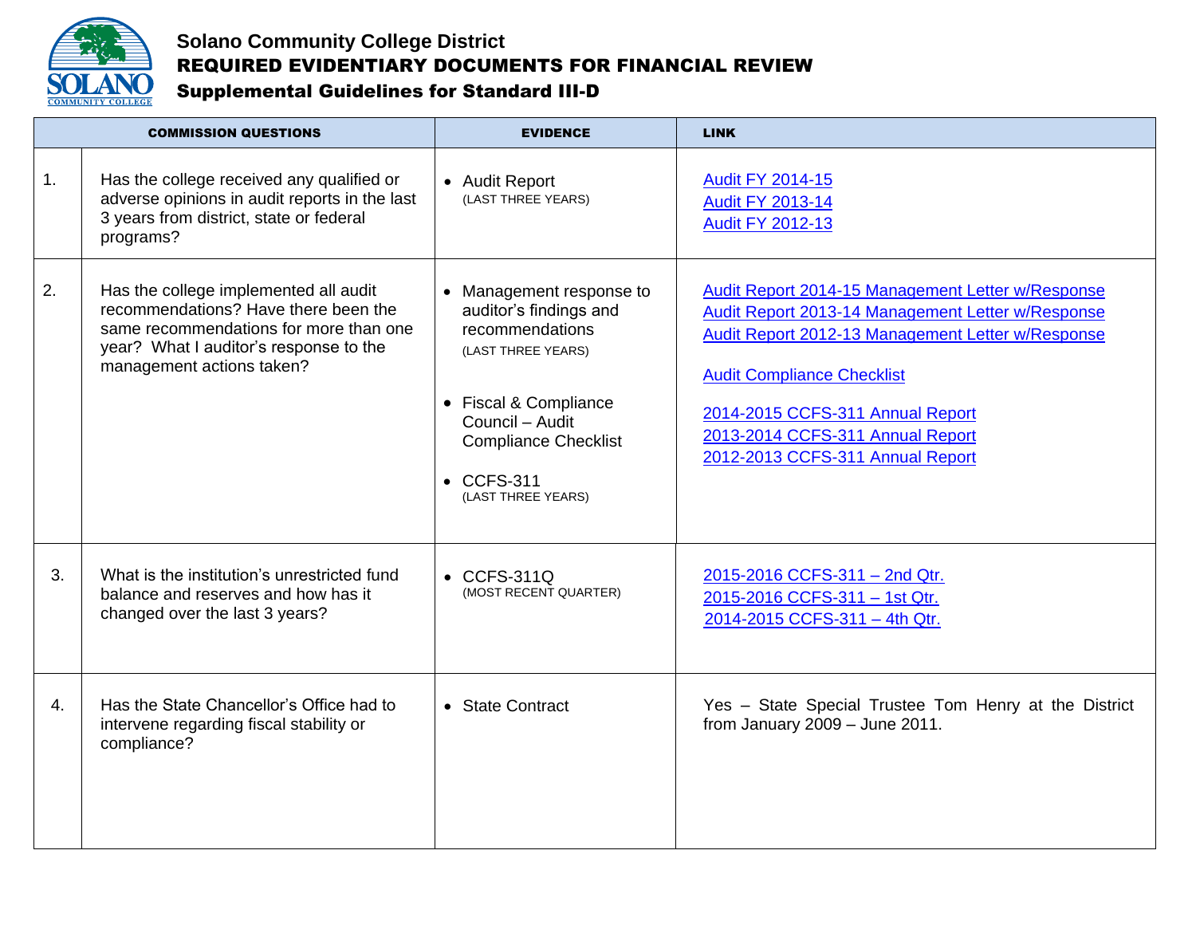# Solano Community College District

## REQUIRED EVIDENTIARY DOCUMENTS FOR FINANCIAL REVIEW

### Supplemental Guidelines for Standard III-D

| | COMMISSION QUESTIONS | EVIDENCE | LINK |
|---|---|---|---|
| 1. | Has the college received any qualified or adverse opinions in audit reports in the last 3 years from district, state or federal programs? | • Audit Report (LAST THREE YEARS) | Audit FY 2014-15<br>Audit FY 2013-14<br>Audit FY 2012-13 |
| 2. | Has the college implemented all audit recommendations? Have there been the same recommendations for more than one year? What I auditor's response to the management actions taken? | • Management response to auditor's findings and recommendations (LAST THREE YEARS)<br><br>• Fiscal & Compliance Council – Audit Compliance Checklist<br><br>• CCFS-311 (LAST THREE YEARS) | Audit Report 2014-15 Management Letter w/Response<br>Audit Report 2013-14 Management Letter w/Response<br>Audit Report 2012-13 Management Letter w/Response<br><br>Audit Compliance Checklist<br><br>2014-2015 CCFS-311 Annual Report<br>2013-2014 CCFS-311 Annual Report<br>2012-2013 CCFS-311 Annual Report |
| 3. | What is the institution's unrestricted fund balance and reserves and how has it changed over the last 3 years? | • CCFS-311Q (MOST RECENT QUARTER) | 2015-2016 CCFS-311 – 2nd Qtr.<br>2015-2016 CCFS-311 – 1st Qtr.<br>2014-2015 CCFS-311 – 4th Qtr. |
| 4. | Has the State Chancellor's Office had to intervene regarding fiscal stability or compliance? | • State Contract | Yes – State Special Trustee Tom Henry at the District from January 2009 – June 2011. |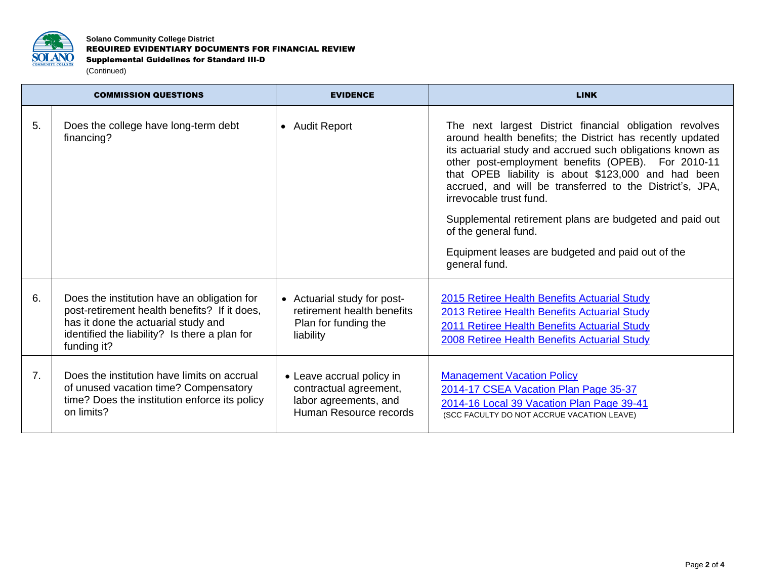**Solano Community College District**
**REQUIRED EVIDENTIARY DOCUMENTS FOR FINANCIAL REVIEW**
**Supplemental Guidelines for Standard III-D**
(Continued)

| COMMISSION QUESTIONS | | EVIDENCE | LINK |
|---|---|---|---|
| 5. | Does the college have long-term debt financing? | • Audit Report | The next largest District financial obligation revolves around health benefits; the District has recently updated its actuarial study and accrued such obligations known as other post-employment benefits (OPEB). For 2010-11 that OPEB liability is about $123,000 and had been accrued, and will be transferred to the District's, JPA, irrevocable trust fund.<br><br>Supplemental retirement plans are budgeted and paid out of the general fund.<br><br>Equipment leases are budgeted and paid out of the general fund. |
| 6. | Does the institution have an obligation for post-retirement health benefits? If it does, has it done the actuarial study and identified the liability? Is there a plan for funding it? | • Actuarial study for post-retirement health benefits Plan for funding the liability | 2015 Retiree Health Benefits Actuarial Study<br>2013 Retiree Health Benefits Actuarial Study<br>2011 Retiree Health Benefits Actuarial Study<br>2008 Retiree Health Benefits Actuarial Study |
| 7. | Does the institution have limits on accrual of unused vacation time? Compensatory time? Does the institution enforce its policy on limits? | • Leave accrual policy in contractual agreement, labor agreements, and Human Resource records | Management Vacation Policy<br>2014-17 CSEA Vacation Plan Page 35-37<br>2014-16 Local 39 Vacation Plan Page 39-41<br>(SCC FACULTY DO NOT ACCRUE VACATION LEAVE) |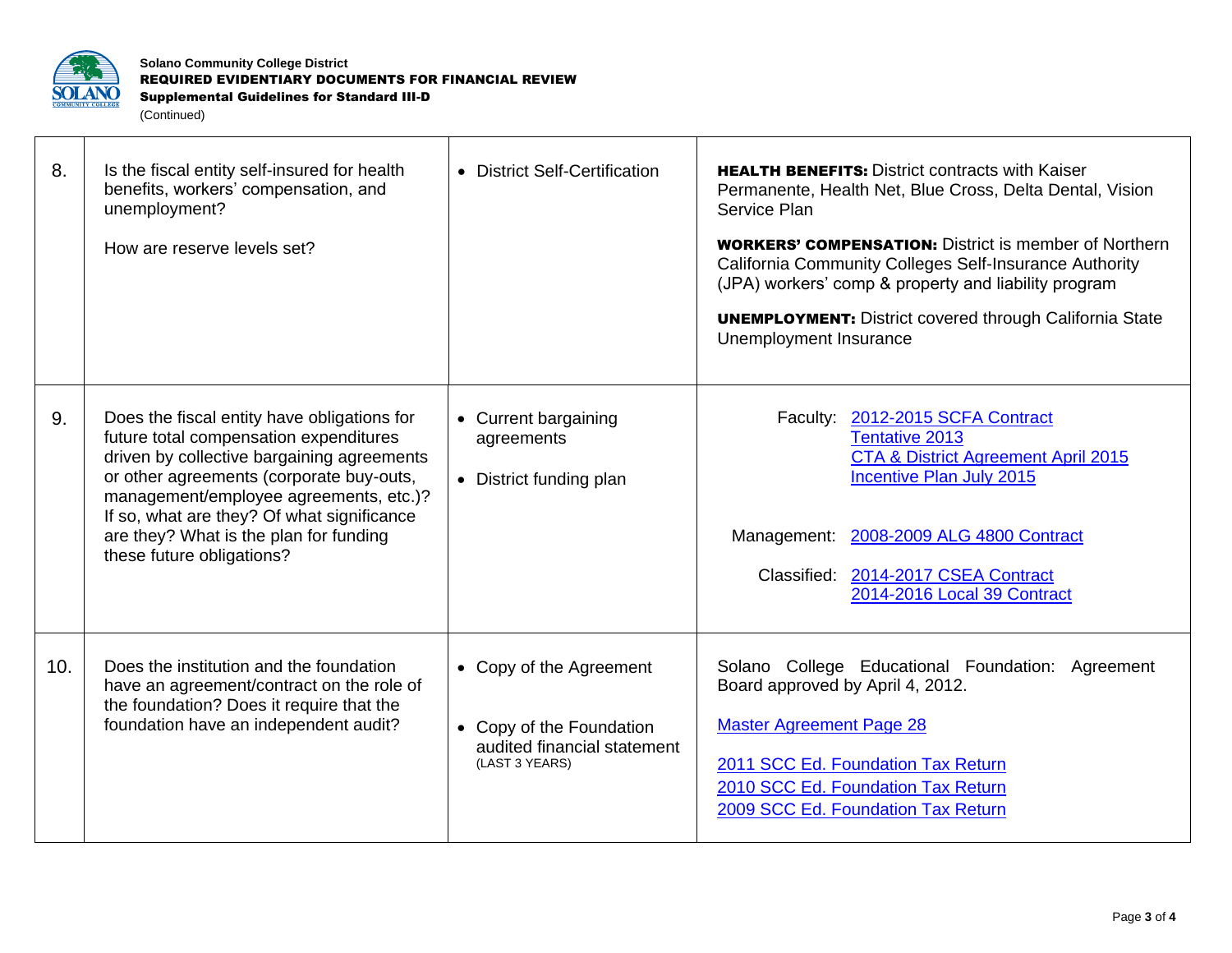**Solano Community College District**
**REQUIRED EVIDENTIARY DOCUMENTS FOR FINANCIAL REVIEW**
**Supplemental Guidelines for Standard III-D**
(Continued)

| | | | |
|---|---|---|---|
| 8. | Is the fiscal entity self-insured for health benefits, workers' compensation, and unemployment?<br><br>How are reserve levels set? | • District Self-Certification | **HEALTH BENEFITS:** District contracts with Kaiser Permanente, Health Net, Blue Cross, Delta Dental, Vision Service Plan<br><br>**WORKERS' COMPENSATION:** District is member of Northern California Community Colleges Self-Insurance Authority (JPA) workers' comp & property and liability program<br><br>**UNEMPLOYMENT:** District covered through California State Unemployment Insurance |
| 9. | Does the fiscal entity have obligations for future total compensation expenditures driven by collective bargaining agreements or other agreements (corporate buy-outs, management/employee agreements, etc.)? If so, what are they? Of what significance are they? What is the plan for funding these future obligations? | • Current bargaining agreements<br><br>• District funding plan | Faculty: 2012-2015 SCFA Contract<br>Tentative 2013<br>CTA & District Agreement April 2015<br>Incentive Plan July 2015<br><br>Management: 2008-2009 ALG 4800 Contract<br><br>Classified: 2014-2017 CSEA Contract<br>2014-2016 Local 39 Contract |
| 10. | Does the institution and the foundation have an agreement/contract on the role of the foundation? Does it require that the foundation have an independent audit? | • Copy of the Agreement<br><br>• Copy of the Foundation audited financial statement (LAST 3 YEARS) | Solano College Educational Foundation: Agreement Board approved by April 4, 2012.<br><br>Master Agreement Page 28<br><br>2011 SCC Ed. Foundation Tax Return<br>2010 SCC Ed. Foundation Tax Return<br>2009 SCC Ed. Foundation Tax Return |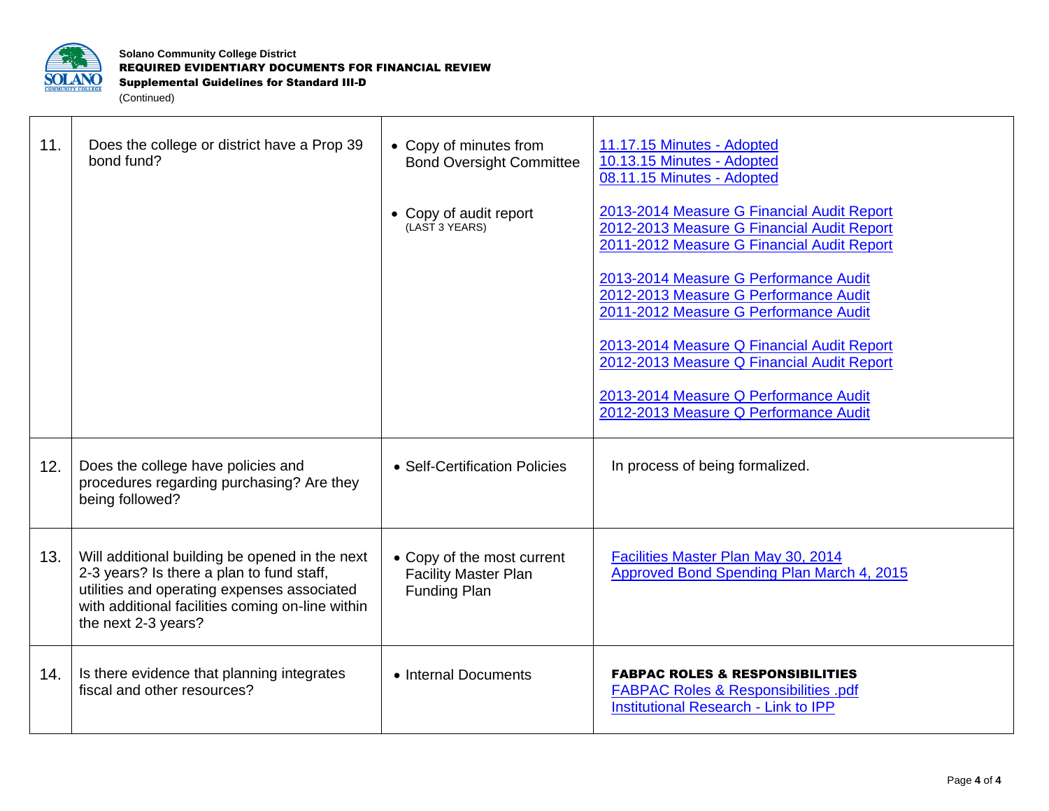**Solano Community College District**
**REQUIRED EVIDENTIARY DOCUMENTS FOR FINANCIAL REVIEW**
**Supplemental Guidelines for Standard III-D**
(Continued)

| | | | |
|---|---|---|---|
| 11. | Does the college or district have a Prop 39 bond fund? | • Copy of minutes from Bond Oversight Committee<br><br>• Copy of audit report (LAST 3 YEARS) | 11.17.15 Minutes - Adopted<br>10.13.15 Minutes - Adopted<br>08.11.15 Minutes - Adopted<br><br>2013-2014 Measure G Financial Audit Report<br>2012-2013 Measure G Financial Audit Report<br>2011-2012 Measure G Financial Audit Report<br><br>2013-2014 Measure G Performance Audit<br>2012-2013 Measure G Performance Audit<br>2011-2012 Measure G Performance Audit<br><br>2013-2014 Measure Q Financial Audit Report<br>2012-2013 Measure Q Financial Audit Report<br><br>2013-2014 Measure Q Performance Audit<br>2012-2013 Measure Q Performance Audit |
| 12. | Does the college have policies and procedures regarding purchasing? Are they being followed? | • Self-Certification Policies | In process of being formalized. |
| 13. | Will additional building be opened in the next 2-3 years? Is there a plan to fund staff, utilities and operating expenses associated with additional facilities coming on-line within the next 2-3 years? | • Copy of the most current Facility Master Plan Funding Plan | Facilities Master Plan May 30, 2014<br>Approved Bond Spending Plan March 4, 2015 |
| 14. | Is there evidence that planning integrates fiscal and other resources? | • Internal Documents | **FABPAC ROLES & RESPONSIBILITIES**<br>FABPAC Roles & Responsibilities .pdf<br>Institutional Research - Link to IPP |